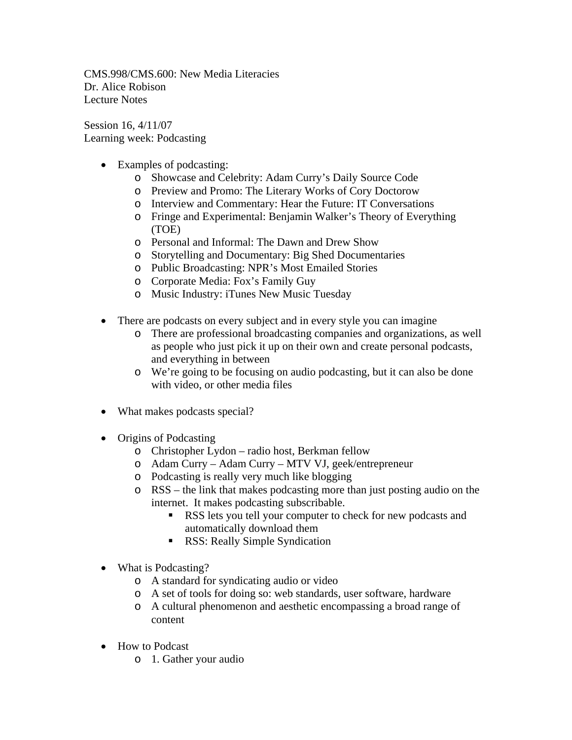CMS.998/CMS.600: New Media Literacies
Dr. Alice Robison
Lecture Notes

Session 16, 4/11/07
Learning week: Podcasting

- Examples of podcasting:
  - Showcase and Celebrity: Adam Curry's Daily Source Code
  - Preview and Promo: The Literary Works of Cory Doctorow
  - Interview and Commentary: Hear the Future: IT Conversations
  - Fringe and Experimental: Benjamin Walker's Theory of Everything (TOE)
  - Personal and Informal: The Dawn and Drew Show
  - Storytelling and Documentary: Big Shed Documentaries
  - Public Broadcasting: NPR's Most Emailed Stories
  - Corporate Media: Fox's Family Guy
  - Music Industry: iTunes New Music Tuesday

- There are podcasts on every subject and in every style you can imagine
  - There are professional broadcasting companies and organizations, as well as people who just pick it up on their own and create personal podcasts, and everything in between
  - We're going to be focusing on audio podcasting, but it can also be done with video, or other media files

- What makes podcasts special?

- Origins of Podcasting
  - Christopher Lydon – radio host, Berkman fellow
  - Adam Curry – Adam Curry – MTV VJ, geek/entrepreneur
  - Podcasting is really very much like blogging
  - RSS – the link that makes podcasting more than just posting audio on the internet. It makes podcasting subscribable.
    - RSS lets you tell your computer to check for new podcasts and automatically download them
    - RSS: Really Simple Syndication

- What is Podcasting?
  - A standard for syndicating audio or video
  - A set of tools for doing so: web standards, user software, hardware
  - A cultural phenomenon and aesthetic encompassing a broad range of content

- How to Podcast
  - 1. Gather your audio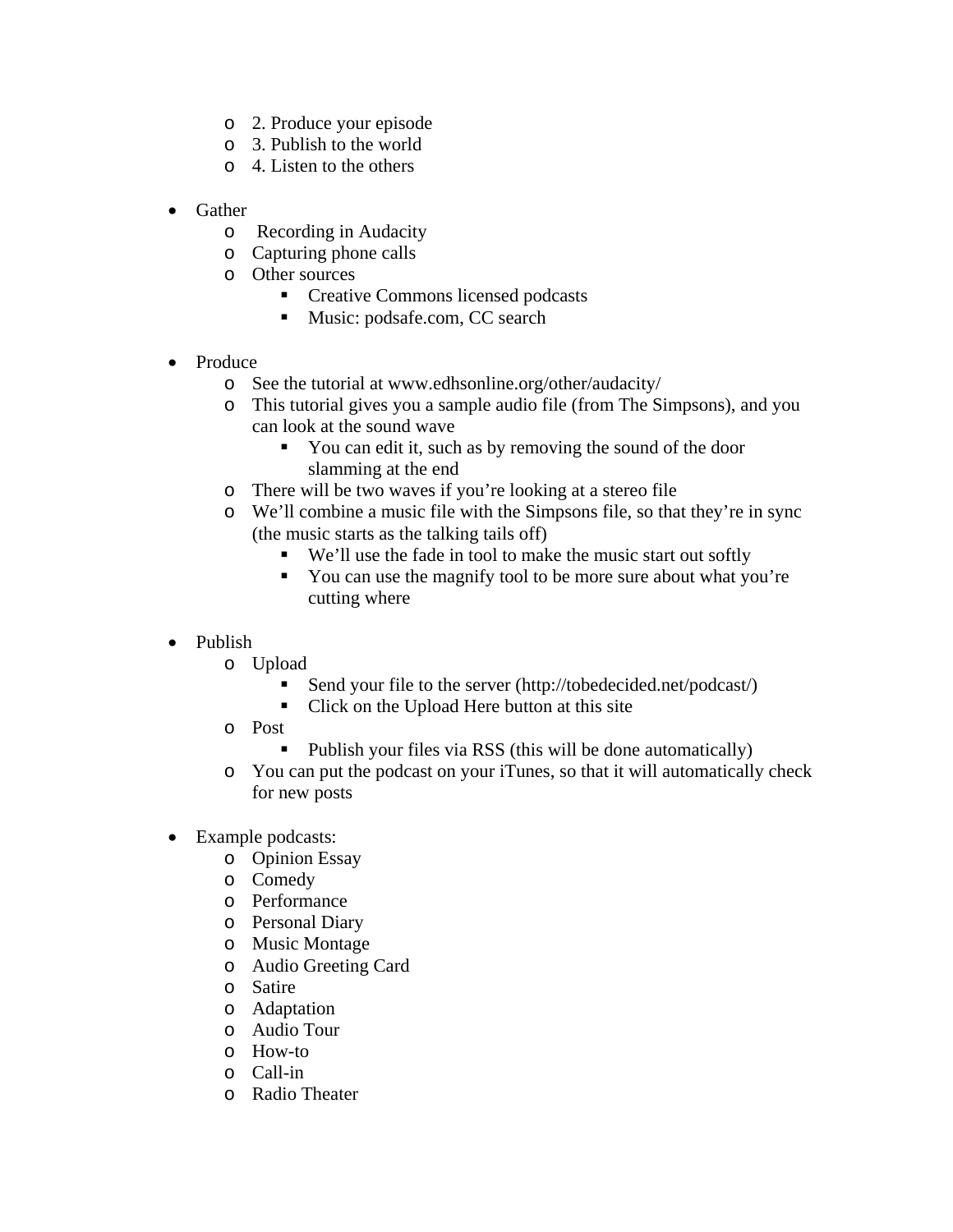- 2. Produce your episode
  - 3. Publish to the world
  - 4. Listen to the others

- Gather
  - Recording in Audacity
  - Capturing phone calls
  - Other sources
    - Creative Commons licensed podcasts
    - Music: podsafe.com, CC search

- Produce
  - See the tutorial at www.edhsonline.org/other/audacity/
  - This tutorial gives you a sample audio file (from The Simpsons), and you can look at the sound wave
    - You can edit it, such as by removing the sound of the door slamming at the end
  - There will be two waves if you're looking at a stereo file
  - We'll combine a music file with the Simpsons file, so that they're in sync (the music starts as the talking tails off)
    - We'll use the fade in tool to make the music start out softly
    - You can use the magnify tool to be more sure about what you're cutting where

- Publish
  - Upload
    - Send your file to the server (http://tobedecided.net/podcast/)
    - Click on the Upload Here button at this site
  - Post
    - Publish your files via RSS (this will be done automatically)
  - You can put the podcast on your iTunes, so that it will automatically check for new posts

- Example podcasts:
  - Opinion Essay
  - Comedy
  - Performance
  - Personal Diary
  - Music Montage
  - Audio Greeting Card
  - Satire
  - Adaptation
  - Audio Tour
  - How-to
  - Call-in
  - Radio Theater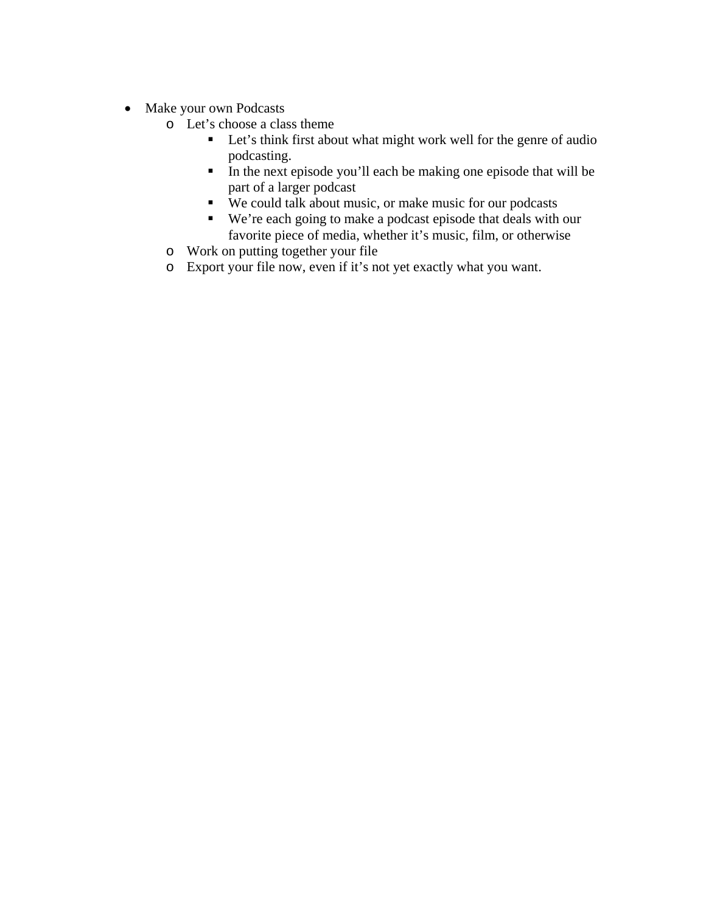- Make your own Podcasts
    - Let's choose a class theme
        - Let's think first about what might work well for the genre of audio podcasting.
        - In the next episode you'll each be making one episode that will be part of a larger podcast
        - We could talk about music, or make music for our podcasts
        - We're each going to make a podcast episode that deals with our favorite piece of media, whether it's music, film, or otherwise
    - Work on putting together your file
    - Export your file now, even if it's not yet exactly what you want.